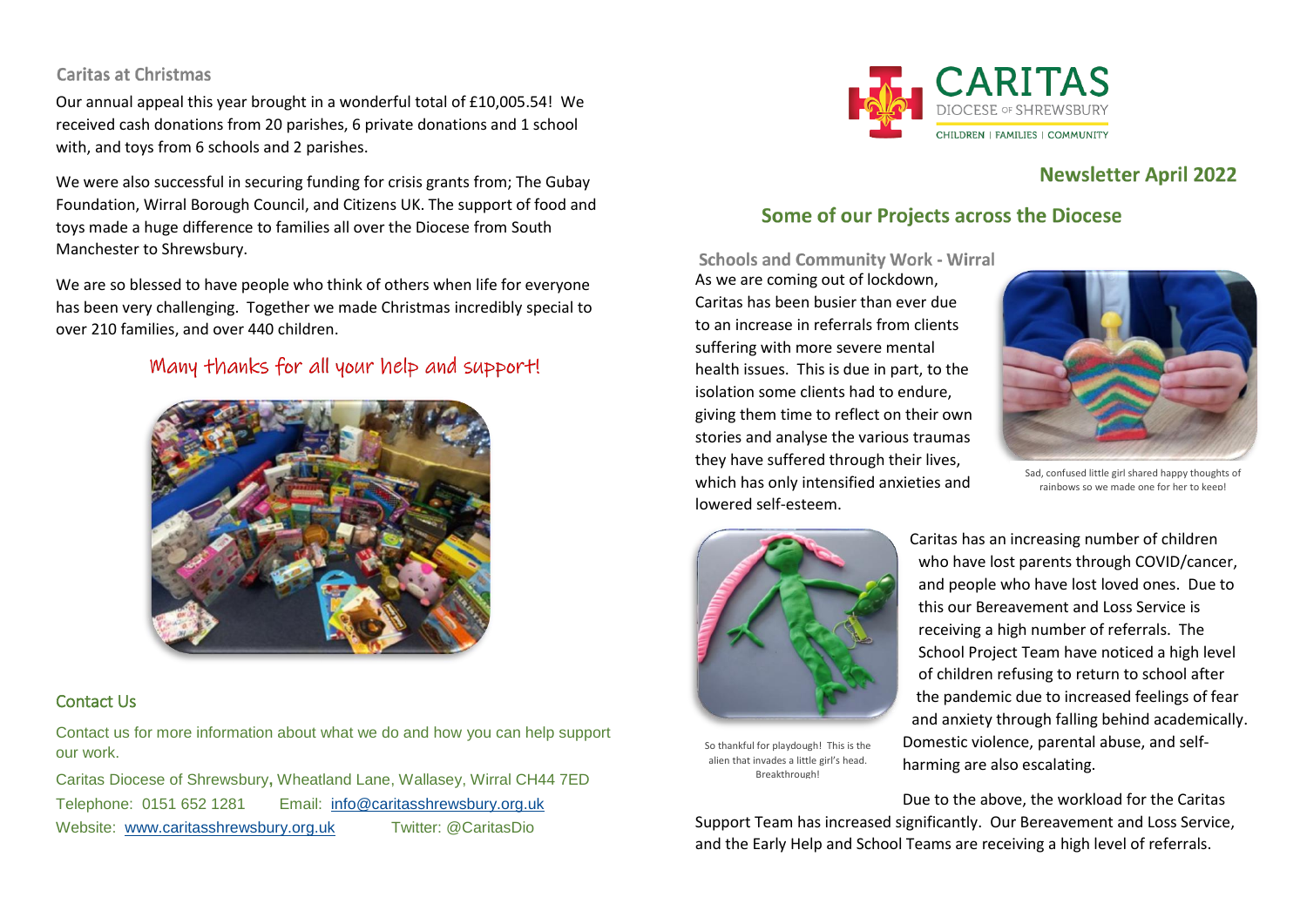## Caritas at Christmas

Our annual appeal this year brought in a wonderful total of £10,005.54! We received cash donations from 20 parishes, 6 private donations and 1 school with, and toys from 6 schools and 2 parishes.

We were also successful in securing funding for crisis grants from; The Gubay Foundation, Wirral Borough Council, and Citizens UK. The support of food and toys made a huge difference to families all over the Diocese from South Manchester to Shrewsbury.

We are so blessed to have people who think of others when life for everyone has been very challenging. Together we made Christmas incredibly special to over 210 families, and over 440 children.

Many thanks for all your help and support!

## Contact Us

Contact us for more information about what we do and how you can help support our work.

Caritas Diocese of Shrewsbury, Wheatland Lane, Wallasey, Wirral CH44 7ED

Telephone: 0151 652 1281  Email: info@caritasshrewsbury.org.uk

Website: www.caritasshrewsbury.org.uk  Twitter: @CaritasDio

CARITAS
DIOCESE OF SHREWSBURY
CHILDREN | FAMILIES | COMMUNITY

# Newsletter April 2022

## Some of our Projects across the Diocese

### Schools and Community Work - Wirral

As we are coming out of lockdown, Caritas has been busier than ever due to an increase in referrals from clients suffering with more severe mental health issues. This is due in part, to the isolation some clients had to endure, giving them time to reflect on their own stories and analyse the various traumas they have suffered through their lives, which has only intensified anxieties and lowered self-esteem.

Sad, confused little girl shared happy thoughts of rainbows so we made one for her to keep!

Caritas has an increasing number of children who have lost parents through COVID/cancer, and people who have lost loved ones. Due to this our Bereavement and Loss Service is receiving a high number of referrals. The School Project Team have noticed a high level of children refusing to return to school after the pandemic due to increased feelings of fear and anxiety through falling behind academically. Domestic violence, parental abuse, and self-harming are also escalating.

So thankful for playdough! This is the alien that invades a little girl's head. Breakthrough!

Due to the above, the workload for the Caritas Support Team has increased significantly. Our Bereavement and Loss Service, and the Early Help and School Teams are receiving a high level of referrals.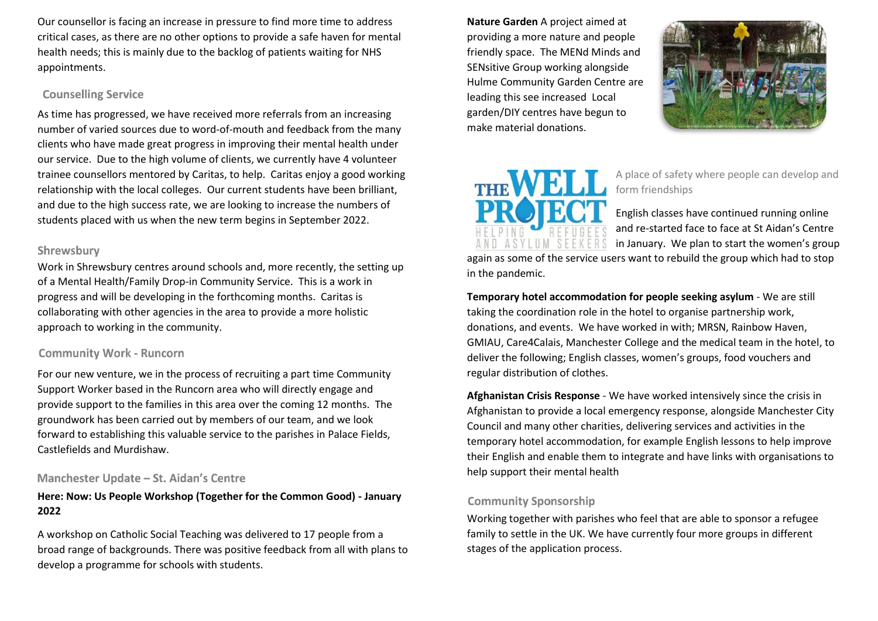Our counsellor is facing an increase in pressure to find more time to address critical cases, as there are no other options to provide a safe haven for mental health needs; this is mainly due to the backlog of patients waiting for NHS appointments.

## Counselling Service

As time has progressed, we have received more referrals from an increasing number of varied sources due to word-of-mouth and feedback from the many clients who have made great progress in improving their mental health under our service. Due to the high volume of clients, we currently have 4 volunteer trainee counsellors mentored by Caritas, to help. Caritas enjoy a good working relationship with the local colleges. Our current students have been brilliant, and due to the high success rate, we are looking to increase the numbers of students placed with us when the new term begins in September 2022.

## Shrewsbury

Work in Shrewsbury centres around schools and, more recently, the setting up of a Mental Health/Family Drop-in Community Service. This is a work in progress and will be developing in the forthcoming months. Caritas is collaborating with other agencies in the area to provide a more holistic approach to working in the community.

## Community Work - Runcorn

For our new venture, we in the process of recruiting a part time Community Support Worker based in the Runcorn area who will directly engage and provide support to the families in this area over the coming 12 months. The groundwork has been carried out by members of our team, and we look forward to establishing this valuable service to the parishes in Palace Fields, Castlefields and Murdishaw.

## Manchester Update – St. Aidan's Centre

**Here: Now: Us People Workshop (Together for the Common Good) - January 2022**

A workshop on Catholic Social Teaching was delivered to 17 people from a broad range of backgrounds. There was positive feedback from all with plans to develop a programme for schools with students.

**Nature Garden** A project aimed at providing a more nature and people friendly space. The MENd Minds and SENsitive Group working alongside Hulme Community Garden Centre are leading this see increased Local garden/DIY centres have begun to make material donations.

THE WELL PROJECT HELPING REFUGEES AND ASYLUM SEEKERS

A place of safety where people can develop and form friendships

English classes have continued running online and re-started face to face at St Aidan's Centre in January. We plan to start the women's group again as some of the service users want to rebuild the group which had to stop in the pandemic.

**Temporary hotel accommodation for people seeking asylum** - We are still taking the coordination role in the hotel to organise partnership work, donations, and events. We have worked in with; MRSN, Rainbow Haven, GMIAU, Care4Calais, Manchester College and the medical team in the hotel, to deliver the following; English classes, women's groups, food vouchers and regular distribution of clothes.

**Afghanistan Crisis Response** - We have worked intensively since the crisis in Afghanistan to provide a local emergency response, alongside Manchester City Council and many other charities, delivering services and activities in the temporary hotel accommodation, for example English lessons to help improve their English and enable them to integrate and have links with organisations to help support their mental health

## Community Sponsorship

Working together with parishes who feel that are able to sponsor a refugee family to settle in the UK. We have currently four more groups in different stages of the application process.